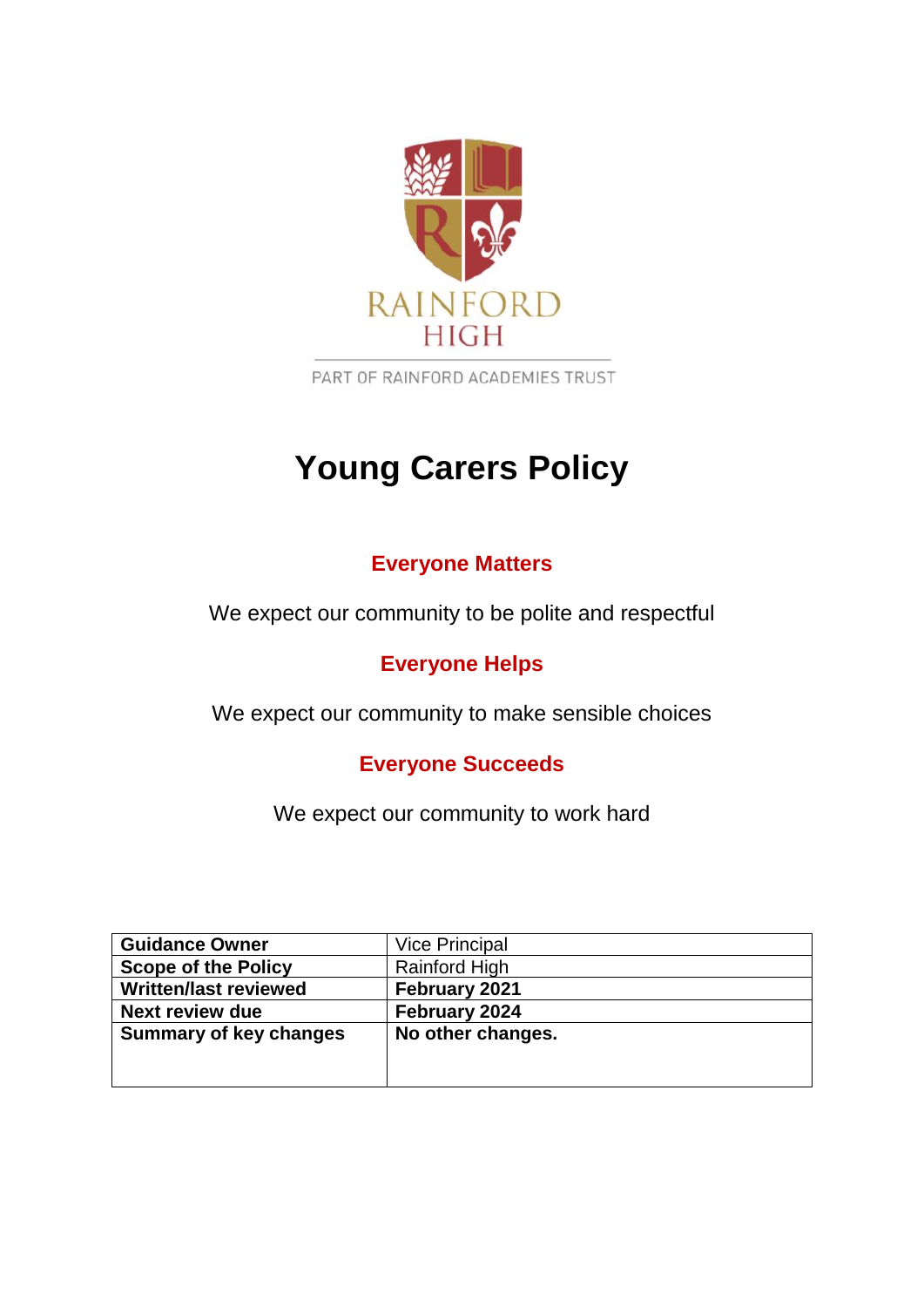RAINFORD HIGH

PART OF RAINFORD ACADEMIES TRUST

# Young Carers Policy

## Everyone Matters

We expect our community to be polite and respectful

## Everyone Helps

We expect our community to make sensible choices

## Everyone Succeeds

We expect our community to work hard

| **Guidance Owner** | Vice Principal |
|---|---|
| **Scope of the Policy** | Rainford High |
| **Written/last reviewed** | **February 2021** |
| **Next review due** | **February 2024** |
| **Summary of key changes** | **No other changes.** |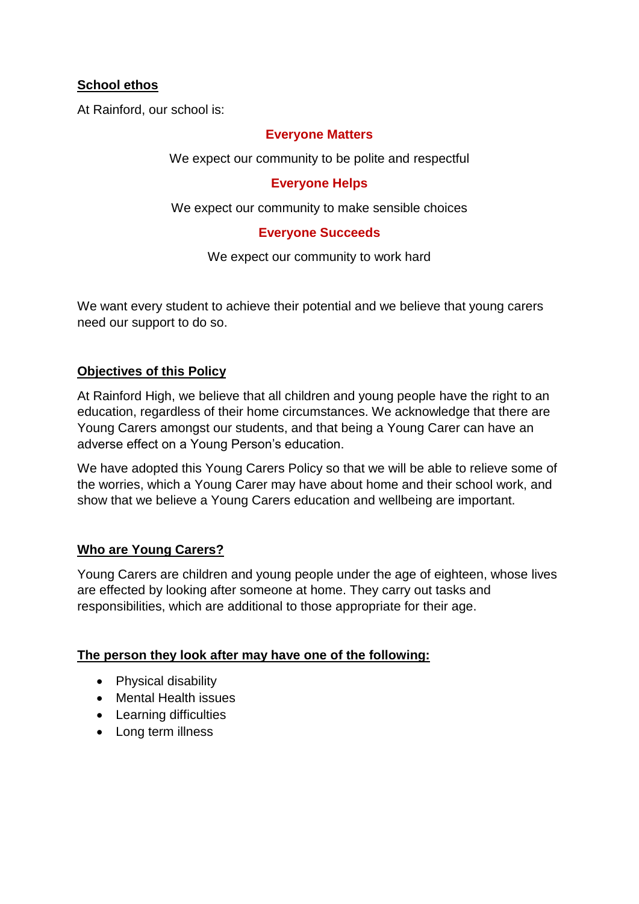## School ethos

At Rainford, our school is:

**Everyone Matters**

We expect our community to be polite and respectful

**Everyone Helps**

We expect our community to make sensible choices

**Everyone Succeeds**

We expect our community to work hard

We want every student to achieve their potential and we believe that young carers need our support to do so.

## Objectives of this Policy

At Rainford High, we believe that all children and young people have the right to an education, regardless of their home circumstances. We acknowledge that there are Young Carers amongst our students, and that being a Young Carer can have an adverse effect on a Young Person's education.

We have adopted this Young Carers Policy so that we will be able to relieve some of the worries, which a Young Carer may have about home and their school work, and show that we believe a Young Carers education and wellbeing are important.

## Who are Young Carers?

Young Carers are children and young people under the age of eighteen, whose lives are effected by looking after someone at home. They carry out tasks and responsibilities, which are additional to those appropriate for their age.

## The person they look after may have one of the following:

- Physical disability
- Mental Health issues
- Learning difficulties
- Long term illness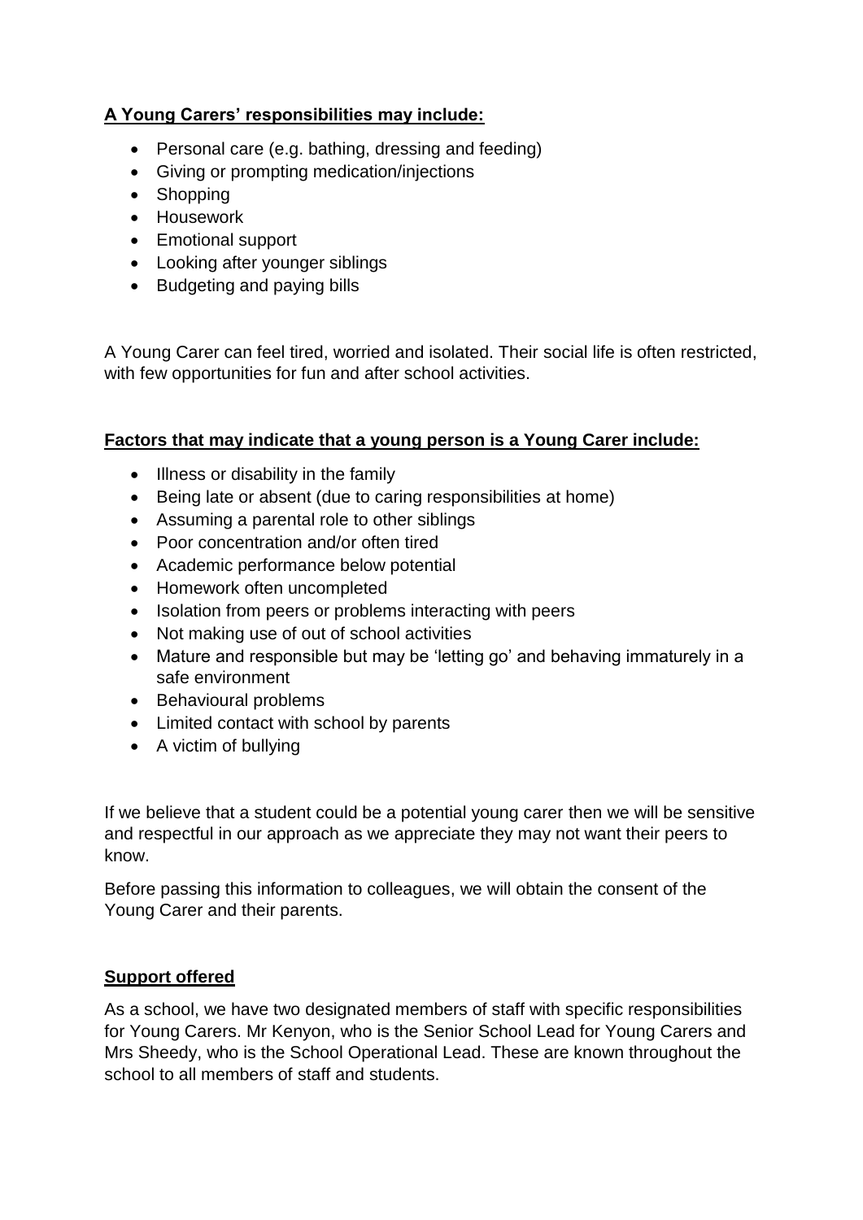**A Young Carers' responsibilities may include:**

- Personal care (e.g. bathing, dressing and feeding)
- Giving or prompting medication/injections
- Shopping
- Housework
- Emotional support
- Looking after younger siblings
- Budgeting and paying bills

A Young Carer can feel tired, worried and isolated. Their social life is often restricted, with few opportunities for fun and after school activities.

**Factors that may indicate that a young person is a Young Carer include:**

- Illness or disability in the family
- Being late or absent (due to caring responsibilities at home)
- Assuming a parental role to other siblings
- Poor concentration and/or often tired
- Academic performance below potential
- Homework often uncompleted
- Isolation from peers or problems interacting with peers
- Not making use of out of school activities
- Mature and responsible but may be 'letting go' and behaving immaturely in a safe environment
- Behavioural problems
- Limited contact with school by parents
- A victim of bullying

If we believe that a student could be a potential young carer then we will be sensitive and respectful in our approach as we appreciate they may not want their peers to know.

Before passing this information to colleagues, we will obtain the consent of the Young Carer and their parents.

**Support offered**

As a school, we have two designated members of staff with specific responsibilities for Young Carers. Mr Kenyon, who is the Senior School Lead for Young Carers and Mrs Sheedy, who is the School Operational Lead. These are known throughout the school to all members of staff and students.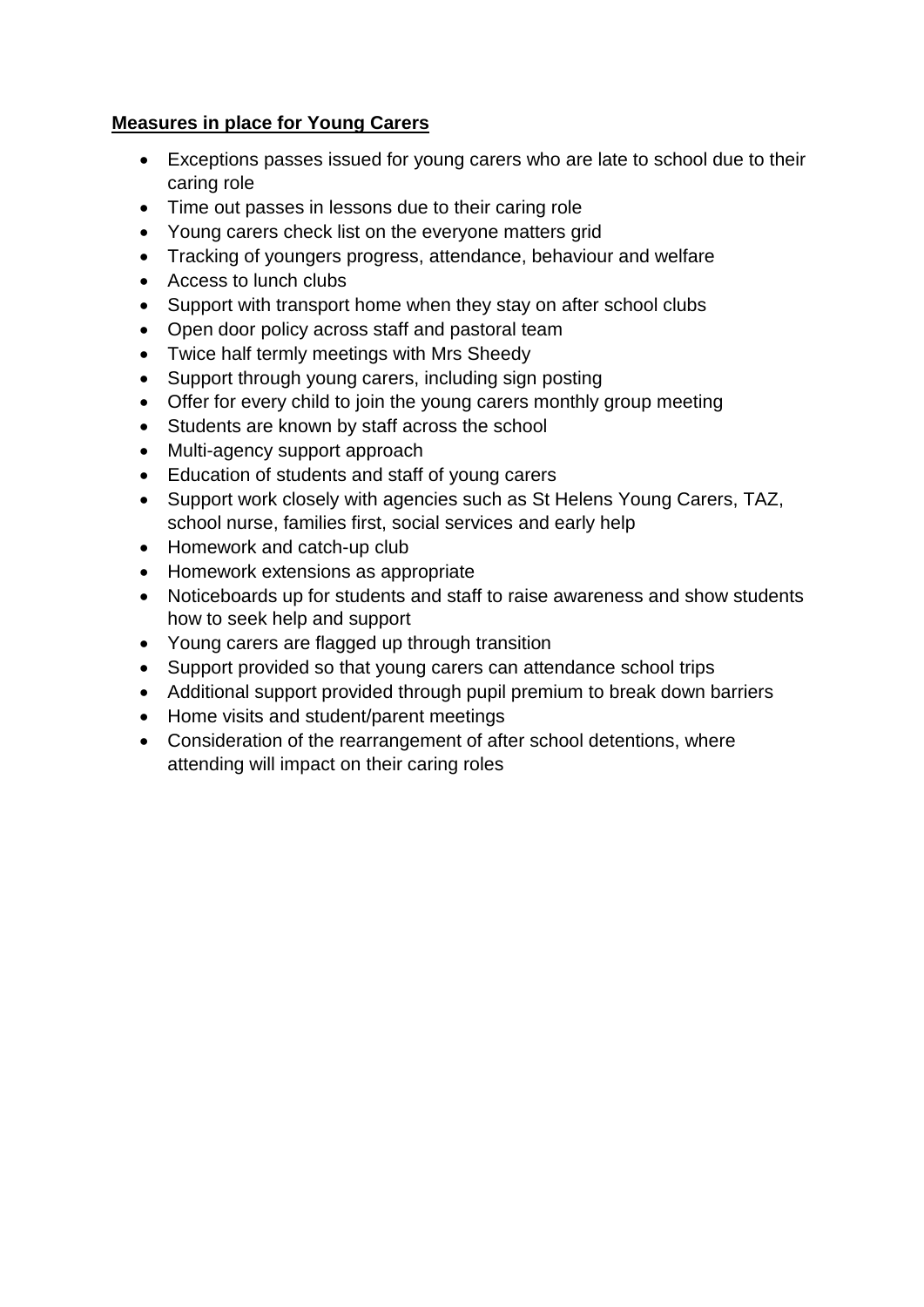**Measures in place for Young Carers**

- Exceptions passes issued for young carers who are late to school due to their caring role
- Time out passes in lessons due to their caring role
- Young carers check list on the everyone matters grid
- Tracking of youngers progress, attendance, behaviour and welfare
- Access to lunch clubs
- Support with transport home when they stay on after school clubs
- Open door policy across staff and pastoral team
- Twice half termly meetings with Mrs Sheedy
- Support through young carers, including sign posting
- Offer for every child to join the young carers monthly group meeting
- Students are known by staff across the school
- Multi-agency support approach
- Education of students and staff of young carers
- Support work closely with agencies such as St Helens Young Carers, TAZ, school nurse, families first, social services and early help
- Homework and catch-up club
- Homework extensions as appropriate
- Noticeboards up for students and staff to raise awareness and show students how to seek help and support
- Young carers are flagged up through transition
- Support provided so that young carers can attendance school trips
- Additional support provided through pupil premium to break down barriers
- Home visits and student/parent meetings
- Consideration of the rearrangement of after school detentions, where attending will impact on their caring roles